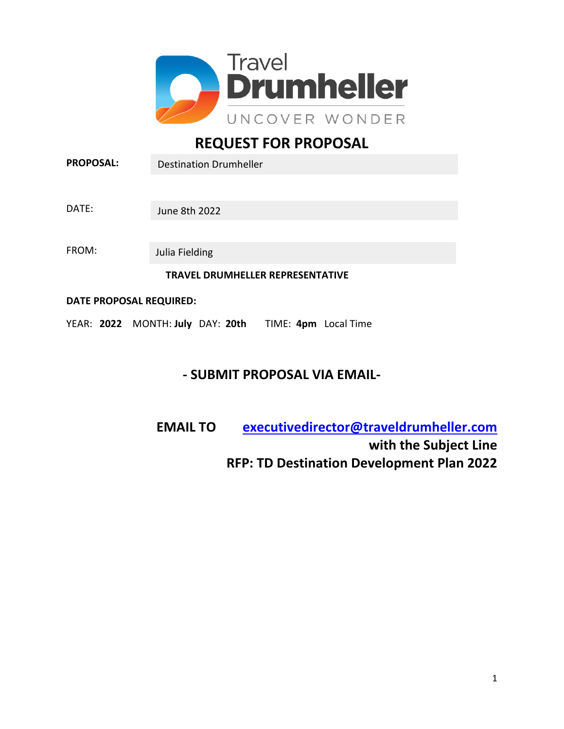Travel Drumheller

UNCOVER WONDER

# REQUEST FOR PROPOSAL

| | |
|---|---|
| **PROPOSAL:** | Destination Drumheller |
| DATE: | June 8th 2022 |
| FROM: | Julia Fielding |

**TRAVEL DRUMHELLER REPRESENTATIVE**

**DATE PROPOSAL REQUIRED:**

YEAR: **2022** MONTH: **July** DAY: **20th** TIME: **4pm** Local Time

## - SUBMIT PROPOSAL VIA EMAIL-

**EMAIL TO** **executivedirector@traveldrumheller.com**
**with the Subject Line**
**RFP: TD Destination Development Plan 2022**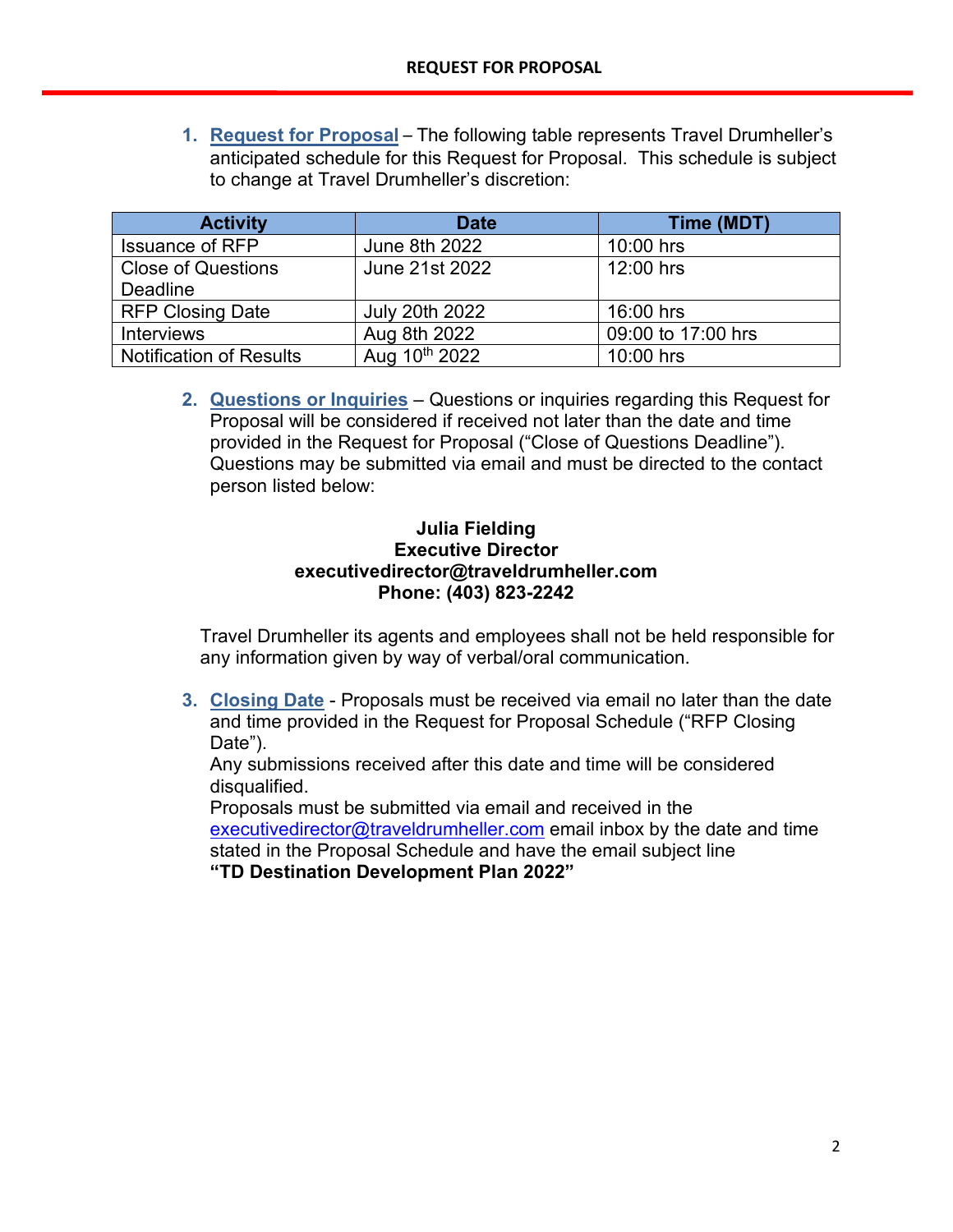1. **Request for Proposal** – The following table represents Travel Drumheller's anticipated schedule for this Request for Proposal. This schedule is subject to change at Travel Drumheller's discretion:

| Activity | Date | Time (MDT) |
|---|---|---|
| Issuance of RFP | June 8th 2022 | 10:00 hrs |
| Close of Questions Deadline | June 21st 2022 | 12:00 hrs |
| RFP Closing Date | July 20th 2022 | 16:00 hrs |
| Interviews | Aug 8th 2022 | 09:00 to 17:00 hrs |
| Notification of Results | Aug 10th 2022 | 10:00 hrs |

2. **Questions or Inquiries** – Questions or inquiries regarding this Request for Proposal will be considered if received not later than the date and time provided in the Request for Proposal ("Close of Questions Deadline"). Questions may be submitted via email and must be directed to the contact person listed below:

**Julia Fielding**
**Executive Director**
**executivedirector@traveldrumheller.com**
**Phone: (403) 823-2242**

Travel Drumheller its agents and employees shall not be held responsible for any information given by way of verbal/oral communication.

3. **Closing Date** - Proposals must be received via email no later than the date and time provided in the Request for Proposal Schedule ("RFP Closing Date").
   Any submissions received after this date and time will be considered disqualified.
   Proposals must be submitted via email and received in the executivedirector@traveldrumheller.com email inbox by the date and time stated in the Proposal Schedule and have the email subject line
   **"TD Destination Development Plan 2022"**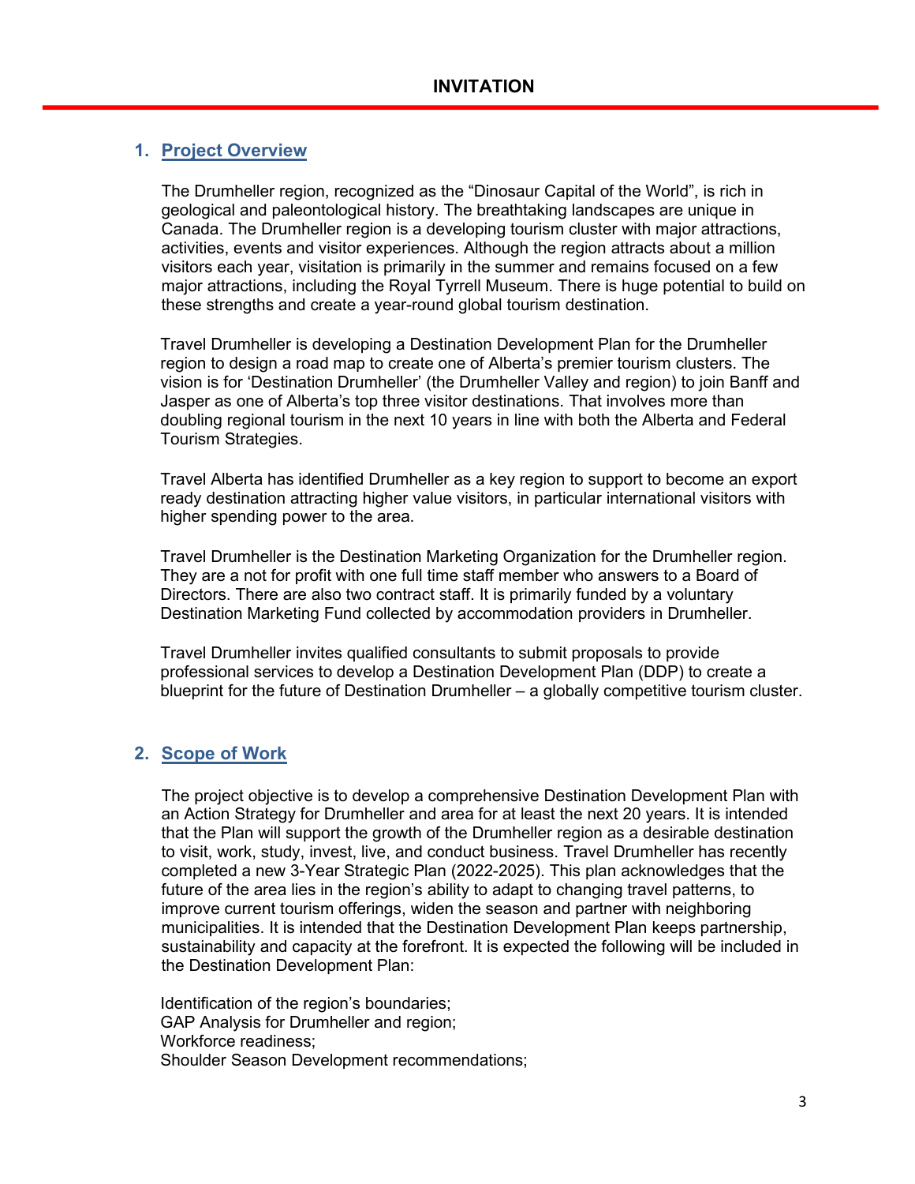# INVITATION

## 1. Project Overview

The Drumheller region, recognized as the "Dinosaur Capital of the World", is rich in geological and paleontological history. The breathtaking landscapes are unique in Canada. The Drumheller region is a developing tourism cluster with major attractions, activities, events and visitor experiences. Although the region attracts about a million visitors each year, visitation is primarily in the summer and remains focused on a few major attractions, including the Royal Tyrrell Museum. There is huge potential to build on these strengths and create a year-round global tourism destination.

Travel Drumheller is developing a Destination Development Plan for the Drumheller region to design a road map to create one of Alberta's premier tourism clusters. The vision is for 'Destination Drumheller' (the Drumheller Valley and region) to join Banff and Jasper as one of Alberta's top three visitor destinations. That involves more than doubling regional tourism in the next 10 years in line with both the Alberta and Federal Tourism Strategies.

Travel Alberta has identified Drumheller as a key region to support to become an export ready destination attracting higher value visitors, in particular international visitors with higher spending power to the area.

Travel Drumheller is the Destination Marketing Organization for the Drumheller region. They are a not for profit with one full time staff member who answers to a Board of Directors. There are also two contract staff. It is primarily funded by a voluntary Destination Marketing Fund collected by accommodation providers in Drumheller.

Travel Drumheller invites qualified consultants to submit proposals to provide professional services to develop a Destination Development Plan (DDP) to create a blueprint for the future of Destination Drumheller – a globally competitive tourism cluster.

## 2. Scope of Work

The project objective is to develop a comprehensive Destination Development Plan with an Action Strategy for Drumheller and area for at least the next 20 years. It is intended that the Plan will support the growth of the Drumheller region as a desirable destination to visit, work, study, invest, live, and conduct business. Travel Drumheller has recently completed a new 3-Year Strategic Plan (2022-2025). This plan acknowledges that the future of the area lies in the region's ability to adapt to changing travel patterns, to improve current tourism offerings, widen the season and partner with neighboring municipalities. It is intended that the Destination Development Plan keeps partnership, sustainability and capacity at the forefront. It is expected the following will be included in the Destination Development Plan:

Identification of the region's boundaries;  
GAP Analysis for Drumheller and region;  
Workforce readiness;  
Shoulder Season Development recommendations;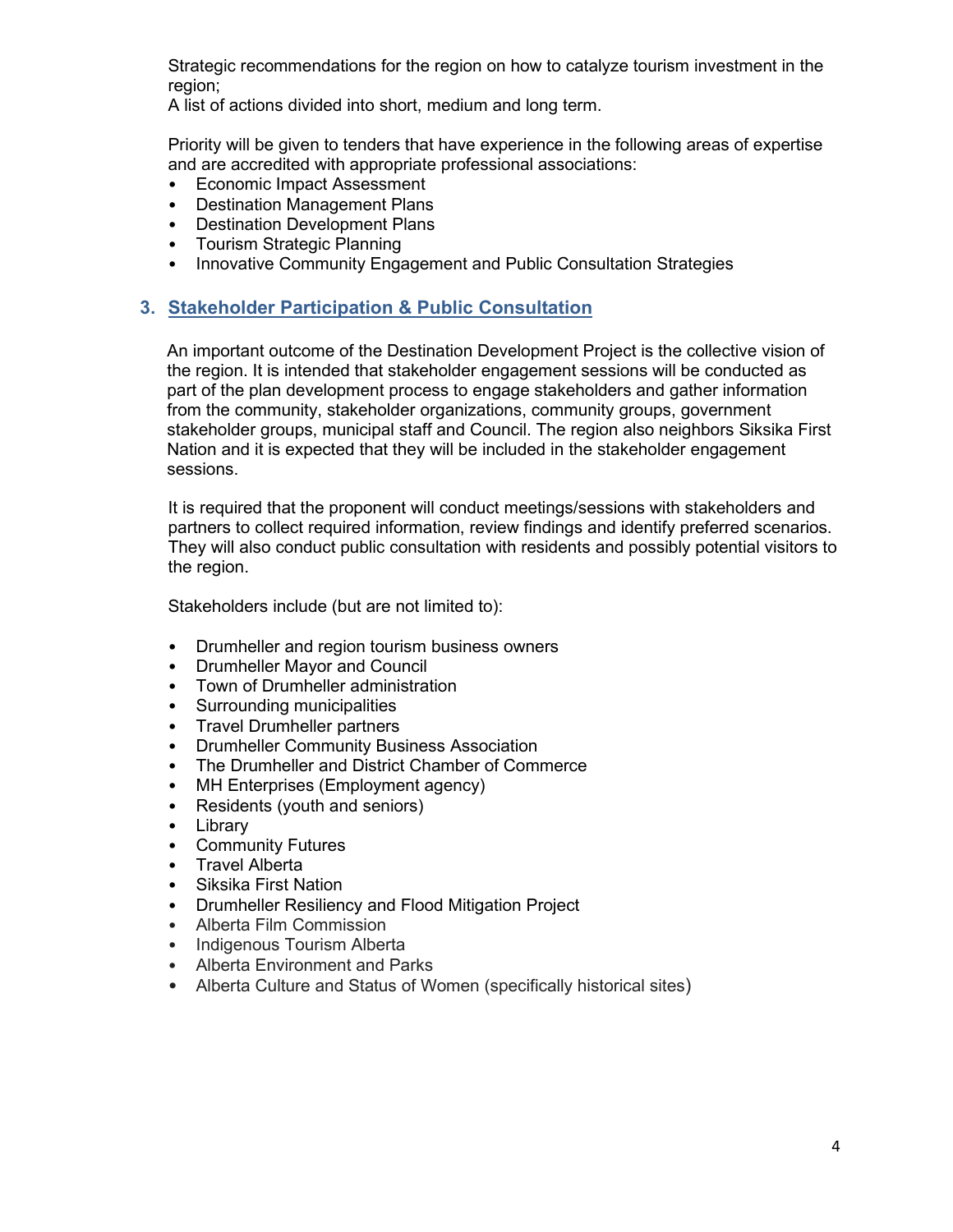Strategic recommendations for the region on how to catalyze tourism investment in the region;

A list of actions divided into short, medium and long term.

Priority will be given to tenders that have experience in the following areas of expertise and are accredited with appropriate professional associations:

- Economic Impact Assessment
- Destination Management Plans
- Destination Development Plans
- Tourism Strategic Planning
- Innovative Community Engagement and Public Consultation Strategies

## 3. Stakeholder Participation & Public Consultation

An important outcome of the Destination Development Project is the collective vision of the region. It is intended that stakeholder engagement sessions will be conducted as part of the plan development process to engage stakeholders and gather information from the community, stakeholder organizations, community groups, government stakeholder groups, municipal staff and Council. The region also neighbors Siksika First Nation and it is expected that they will be included in the stakeholder engagement sessions.

It is required that the proponent will conduct meetings/sessions with stakeholders and partners to collect required information, review findings and identify preferred scenarios. They will also conduct public consultation with residents and possibly potential visitors to the region.

Stakeholders include (but are not limited to):

- Drumheller and region tourism business owners
- Drumheller Mayor and Council
- Town of Drumheller administration
- Surrounding municipalities
- Travel Drumheller partners
- Drumheller Community Business Association
- The Drumheller and District Chamber of Commerce
- MH Enterprises (Employment agency)
- Residents (youth and seniors)
- Library
- Community Futures
- Travel Alberta
- Siksika First Nation
- Drumheller Resiliency and Flood Mitigation Project
- Alberta Film Commission
- Indigenous Tourism Alberta
- Alberta Environment and Parks
- Alberta Culture and Status of Women (specifically historical sites)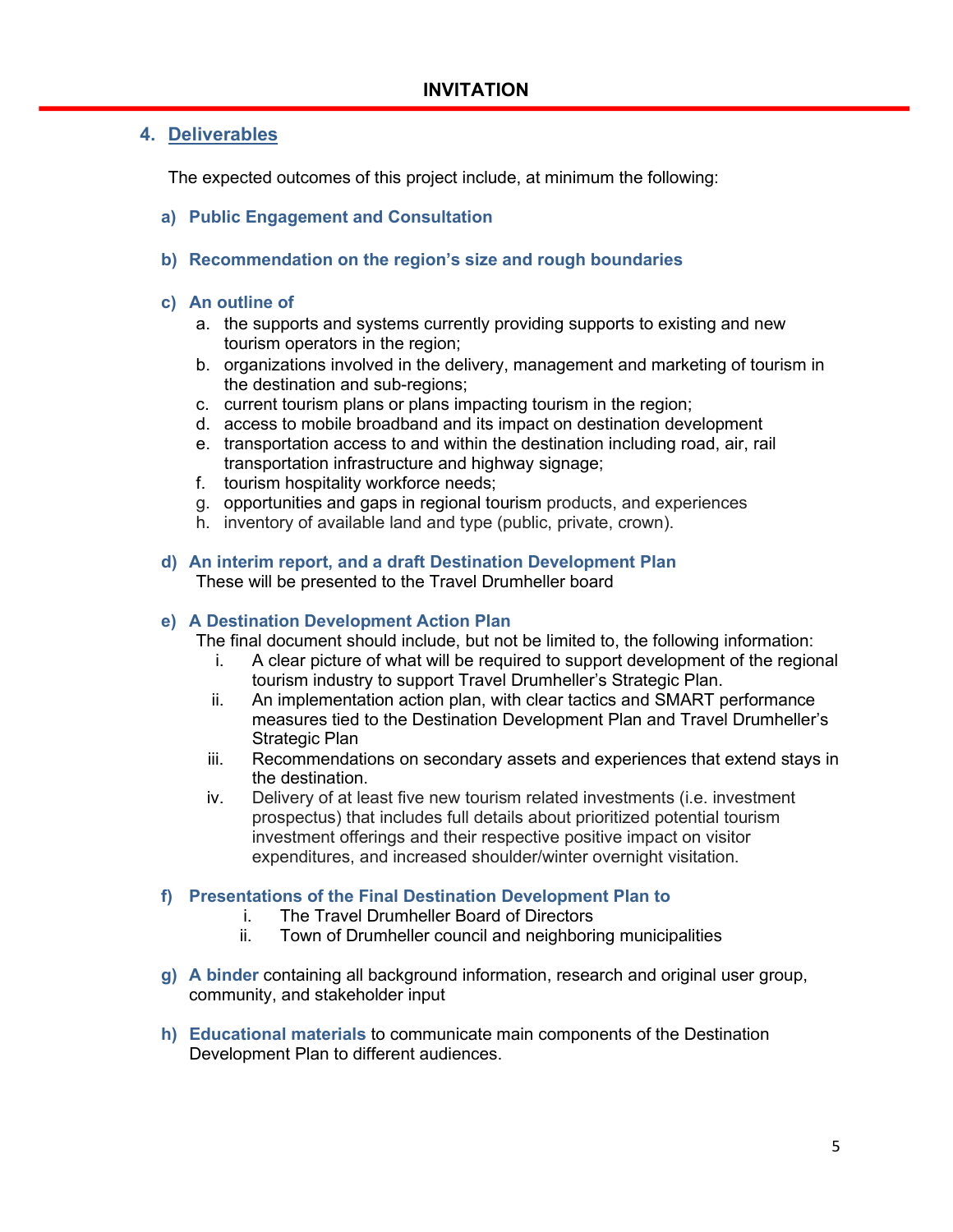**INVITATION**

## 4. Deliverables

The expected outcomes of this project include, at minimum the following:

**a) Public Engagement and Consultation**

**b) Recommendation on the region's size and rough boundaries**

**c) An outline of**

a. the supports and systems currently providing supports to existing and new tourism operators in the region;
b. organizations involved in the delivery, management and marketing of tourism in the destination and sub-regions;
c. current tourism plans or plans impacting tourism in the region;
d. access to mobile broadband and its impact on destination development
e. transportation access to and within the destination including road, air, rail transportation infrastructure and highway signage;
f. tourism hospitality workforce needs;
g. opportunities and gaps in regional tourism products, and experiences
h. inventory of available land and type (public, private, crown).

**d) An interim report, and a draft Destination Development Plan**

These will be presented to the Travel Drumheller board

**e) A Destination Development Action Plan**

The final document should include, but not be limited to, the following information:

i. A clear picture of what will be required to support development of the regional tourism industry to support Travel Drumheller's Strategic Plan.
ii. An implementation action plan, with clear tactics and SMART performance measures tied to the Destination Development Plan and Travel Drumheller's Strategic Plan
iii. Recommendations on secondary assets and experiences that extend stays in the destination.
iv. Delivery of at least five new tourism related investments (i.e. investment prospectus) that includes full details about prioritized potential tourism investment offerings and their respective positive impact on visitor expenditures, and increased shoulder/winter overnight visitation.

**f) Presentations of the Final Destination Development Plan to**

i. The Travel Drumheller Board of Directors
ii. Town of Drumheller council and neighboring municipalities

**g) A binder** containing all background information, research and original user group, community, and stakeholder input

**h) Educational materials** to communicate main components of the Destination Development Plan to different audiences.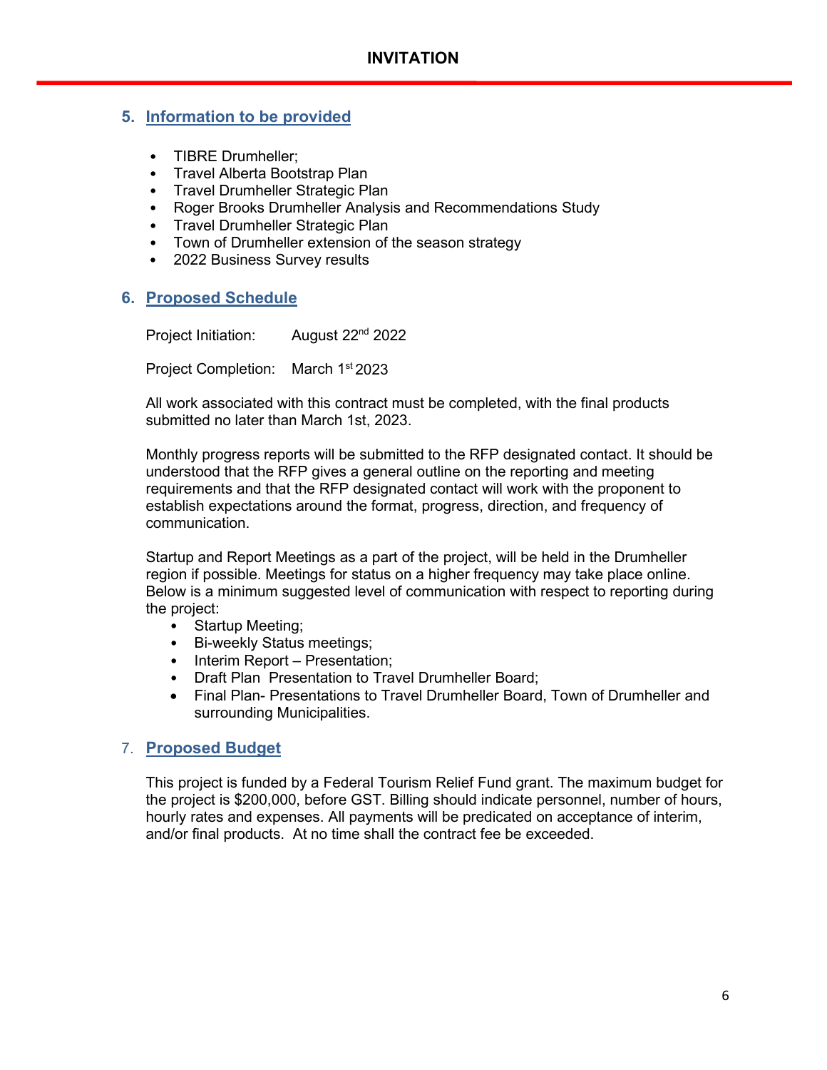## 5. Information to be provided

- TIBRE Drumheller;
- Travel Alberta Bootstrap Plan
- Travel Drumheller Strategic Plan
- Roger Brooks Drumheller Analysis and Recommendations Study
- Travel Drumheller Strategic Plan
- Town of Drumheller extension of the season strategy
- 2022 Business Survey results

## 6. Proposed Schedule

Project Initiation: August 22nd 2022

Project Completion: March 1st 2023

All work associated with this contract must be completed, with the final products submitted no later than March 1st, 2023.

Monthly progress reports will be submitted to the RFP designated contact. It should be understood that the RFP gives a general outline on the reporting and meeting requirements and that the RFP designated contact will work with the proponent to establish expectations around the format, progress, direction, and frequency of communication.

Startup and Report Meetings as a part of the project, will be held in the Drumheller region if possible. Meetings for status on a higher frequency may take place online. Below is a minimum suggested level of communication with respect to reporting during the project:

- Startup Meeting;
- Bi-weekly Status meetings;
- Interim Report – Presentation;
- Draft Plan  Presentation to Travel Drumheller Board;
- Final Plan- Presentations to Travel Drumheller Board, Town of Drumheller and surrounding Municipalities.

## 7. Proposed Budget

This project is funded by a Federal Tourism Relief Fund grant. The maximum budget for the project is $200,000, before GST. Billing should indicate personnel, number of hours, hourly rates and expenses. All payments will be predicated on acceptance of interim, and/or final products.  At no time shall the contract fee be exceeded.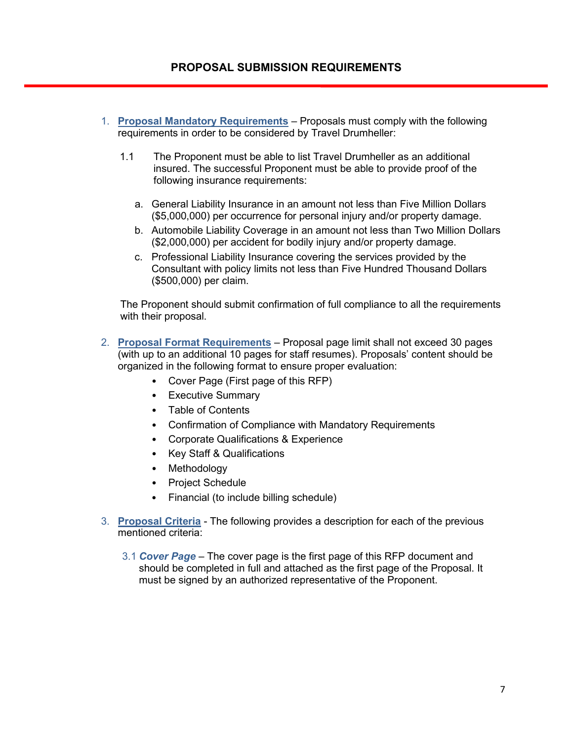## PROPOSAL SUBMISSION REQUIREMENTS

1. **Proposal Mandatory Requirements** – Proposals must comply with the following requirements in order to be considered by Travel Drumheller:

   1.1 The Proponent must be able to list Travel Drumheller as an additional insured. The successful Proponent must be able to provide proof of the following insurance requirements:

   a. General Liability Insurance in an amount not less than Five Million Dollars ($5,000,000) per occurrence for personal injury and/or property damage.
   b. Automobile Liability Coverage in an amount not less than Two Million Dollars ($2,000,000) per accident for bodily injury and/or property damage.
   c. Professional Liability Insurance covering the services provided by the Consultant with policy limits not less than Five Hundred Thousand Dollars ($500,000) per claim.

   The Proponent should submit confirmation of full compliance to all the requirements with their proposal.

2. **Proposal Format Requirements** – Proposal page limit shall not exceed 30 pages (with up to an additional 10 pages for staff resumes). Proposals' content should be organized in the following format to ensure proper evaluation:
   - Cover Page (First page of this RFP)
   - Executive Summary
   - Table of Contents
   - Confirmation of Compliance with Mandatory Requirements
   - Corporate Qualifications & Experience
   - Key Staff & Qualifications
   - Methodology
   - Project Schedule
   - Financial (to include billing schedule)

3. **Proposal Criteria** - The following provides a description for each of the previous mentioned criteria:

   3.1 ***Cover Page*** – The cover page is the first page of this RFP document and should be completed in full and attached as the first page of the Proposal. It must be signed by an authorized representative of the Proponent.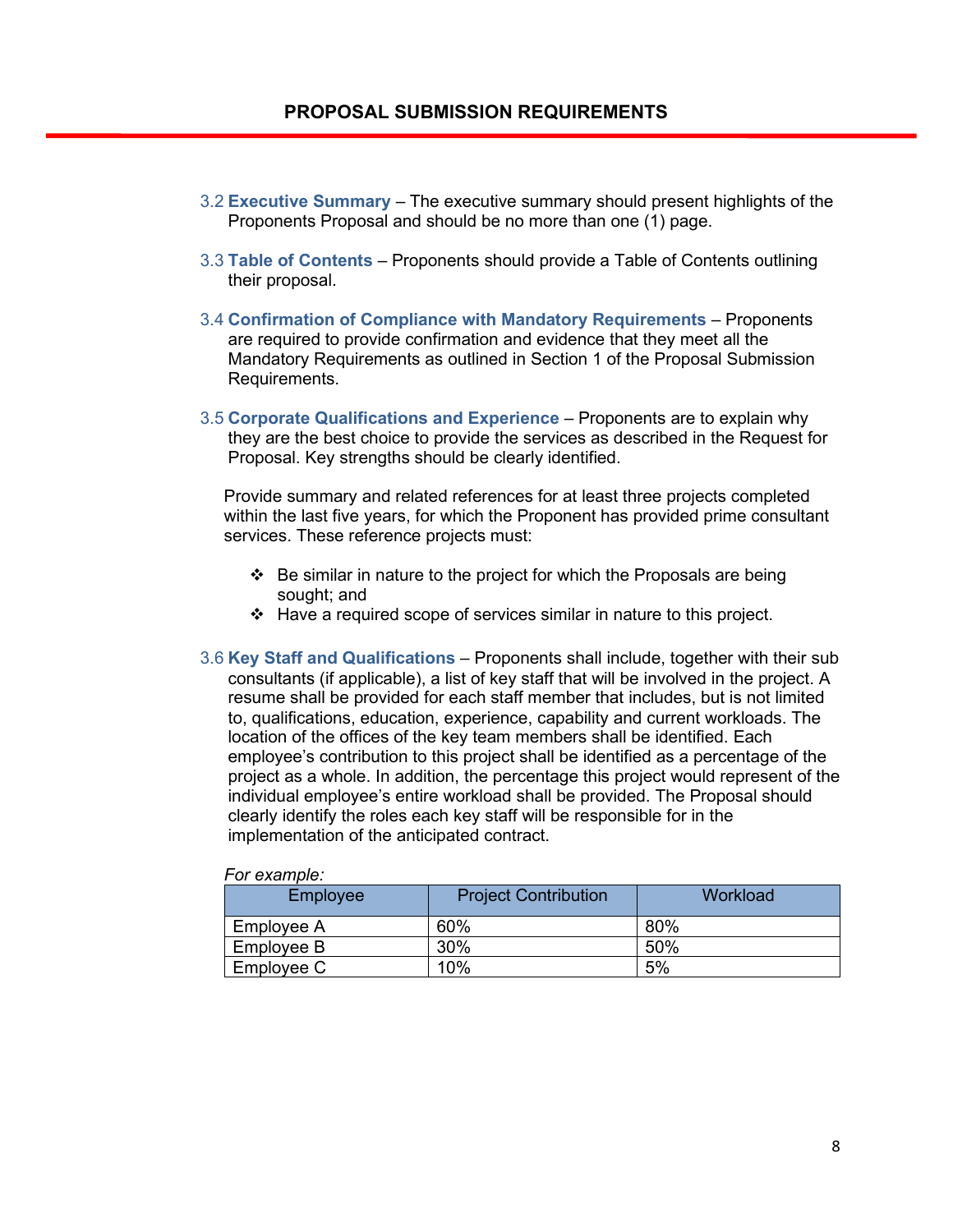## PROPOSAL SUBMISSION REQUIREMENTS

3.2 **Executive Summary** – The executive summary should present highlights of the Proponents Proposal and should be no more than one (1) page.

3.3 **Table of Contents** – Proponents should provide a Table of Contents outlining their proposal.

3.4 **Confirmation of Compliance with Mandatory Requirements** – Proponents are required to provide confirmation and evidence that they meet all the Mandatory Requirements as outlined in Section 1 of the Proposal Submission Requirements.

3.5 **Corporate Qualifications and Experience** – Proponents are to explain why they are the best choice to provide the services as described in the Request for Proposal. Key strengths should be clearly identified.

Provide summary and related references for at least three projects completed within the last five years, for which the Proponent has provided prime consultant services. These reference projects must:

- Be similar in nature to the project for which the Proposals are being sought; and
- Have a required scope of services similar in nature to this project.

3.6 **Key Staff and Qualifications** – Proponents shall include, together with their sub consultants (if applicable), a list of key staff that will be involved in the project. A resume shall be provided for each staff member that includes, but is not limited to, qualifications, education, experience, capability and current workloads. The location of the offices of the key team members shall be identified. Each employee's contribution to this project shall be identified as a percentage of the project as a whole. In addition, the percentage this project would represent of the individual employee's entire workload shall be provided. The Proposal should clearly identify the roles each key staff will be responsible for in the implementation of the anticipated contract.

*For example:*

| Employee | Project Contribution | Workload |
|---|---|---|
| Employee A | 60% | 80% |
| Employee B | 30% | 50% |
| Employee C | 10% | 5% |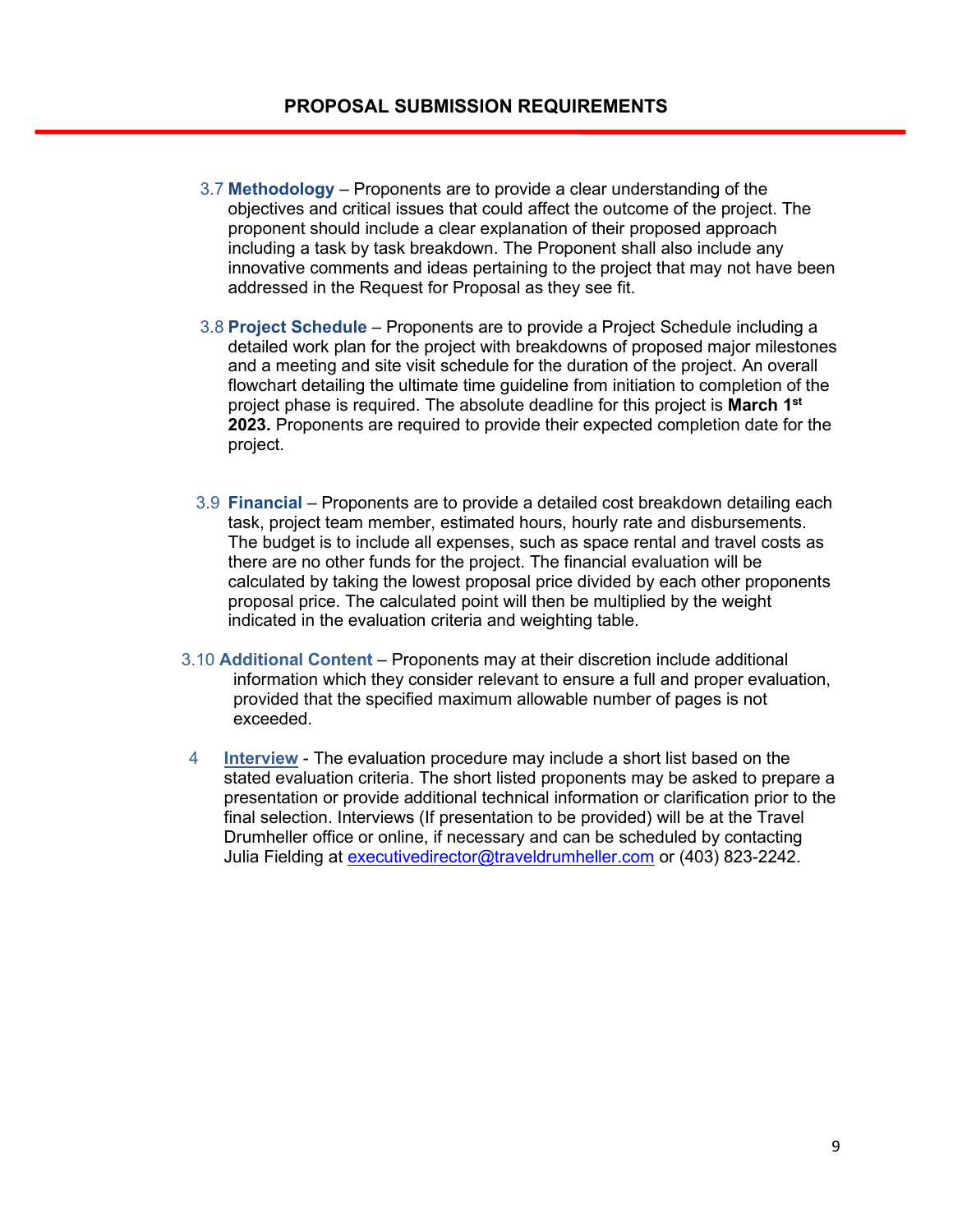## PROPOSAL SUBMISSION REQUIREMENTS

3.7 **Methodology** – Proponents are to provide a clear understanding of the objectives and critical issues that could affect the outcome of the project. The proponent should include a clear explanation of their proposed approach including a task by task breakdown. The Proponent shall also include any innovative comments and ideas pertaining to the project that may not have been addressed in the Request for Proposal as they see fit.

3.8 **Project Schedule** – Proponents are to provide a Project Schedule including a detailed work plan for the project with breakdowns of proposed major milestones and a meeting and site visit schedule for the duration of the project. An overall flowchart detailing the ultimate time guideline from initiation to completion of the project phase is required. The absolute deadline for this project is **March 1st 2023.** Proponents are required to provide their expected completion date for the project.

3.9 **Financial** – Proponents are to provide a detailed cost breakdown detailing each task, project team member, estimated hours, hourly rate and disbursements. The budget is to include all expenses, such as space rental and travel costs as there are no other funds for the project. The financial evaluation will be calculated by taking the lowest proposal price divided by each other proponents proposal price. The calculated point will then be multiplied by the weight indicated in the evaluation criteria and weighting table.

3.10 **Additional Content** – Proponents may at their discretion include additional information which they consider relevant to ensure a full and proper evaluation, provided that the specified maximum allowable number of pages is not exceeded.

4 **Interview** - The evaluation procedure may include a short list based on the stated evaluation criteria. The short listed proponents may be asked to prepare a presentation or provide additional technical information or clarification prior to the final selection. Interviews (If presentation to be provided) will be at the Travel Drumheller office or online, if necessary and can be scheduled by contacting Julia Fielding at executivedirector@traveldrumheller.com or (403) 823-2242.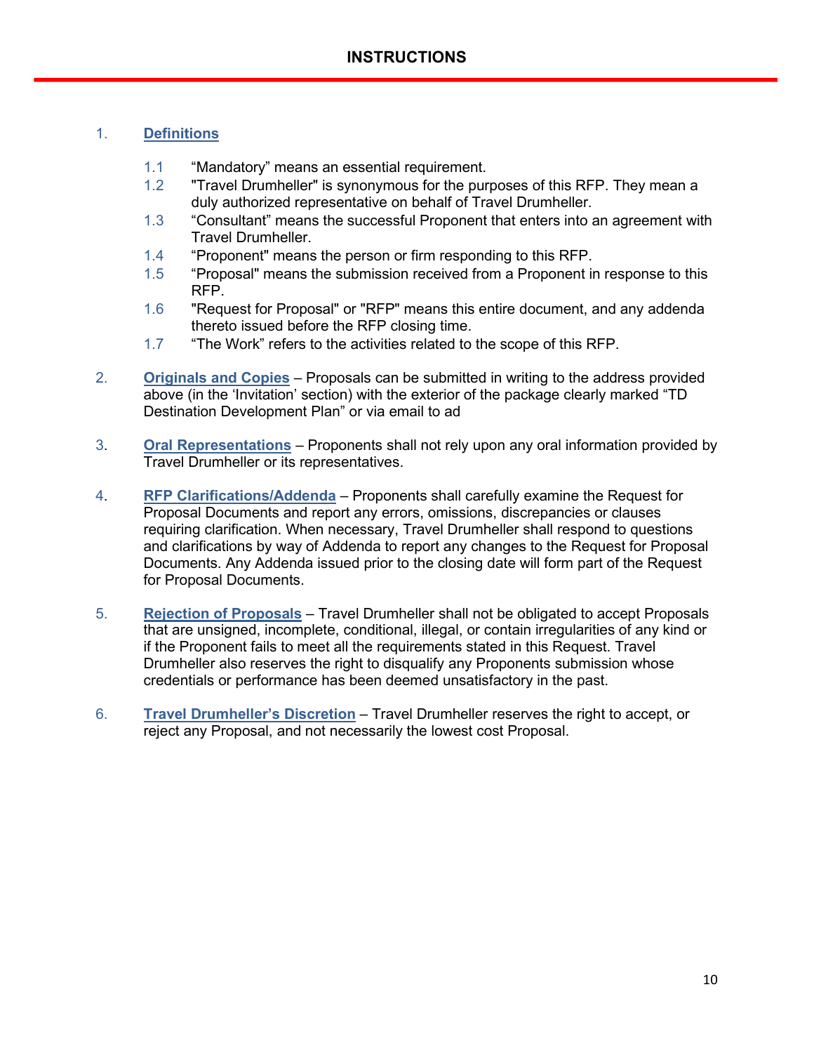## INSTRUCTIONS

1. **Definitions**

    1.1 “Mandatory” means an essential requirement.
    1.2 "Travel Drumheller" is synonymous for the purposes of this RFP. They mean a duly authorized representative on behalf of Travel Drumheller.
    1.3 “Consultant” means the successful Proponent that enters into an agreement with Travel Drumheller.
    1.4 “Proponent" means the person or firm responding to this RFP.
    1.5 “Proposal" means the submission received from a Proponent in response to this RFP.
    1.6 "Request for Proposal" or "RFP" means this entire document, and any addenda thereto issued before the RFP closing time.
    1.7 “The Work” refers to the activities related to the scope of this RFP.

2. **Originals and Copies** – Proposals can be submitted in writing to the address provided above (in the ‘Invitation’ section) with the exterior of the package clearly marked “TD Destination Development Plan” or via email to ad

3. **Oral Representations** – Proponents shall not rely upon any oral information provided by Travel Drumheller or its representatives.

4. **RFP Clarifications/Addenda** – Proponents shall carefully examine the Request for Proposal Documents and report any errors, omissions, discrepancies or clauses requiring clarification. When necessary, Travel Drumheller shall respond to questions and clarifications by way of Addenda to report any changes to the Request for Proposal Documents. Any Addenda issued prior to the closing date will form part of the Request for Proposal Documents.

5. **Rejection of Proposals** – Travel Drumheller shall not be obligated to accept Proposals that are unsigned, incomplete, conditional, illegal, or contain irregularities of any kind or if the Proponent fails to meet all the requirements stated in this Request. Travel Drumheller also reserves the right to disqualify any Proponents submission whose credentials or performance has been deemed unsatisfactory in the past.

6. **Travel Drumheller’s Discretion** – Travel Drumheller reserves the right to accept, or reject any Proposal, and not necessarily the lowest cost Proposal.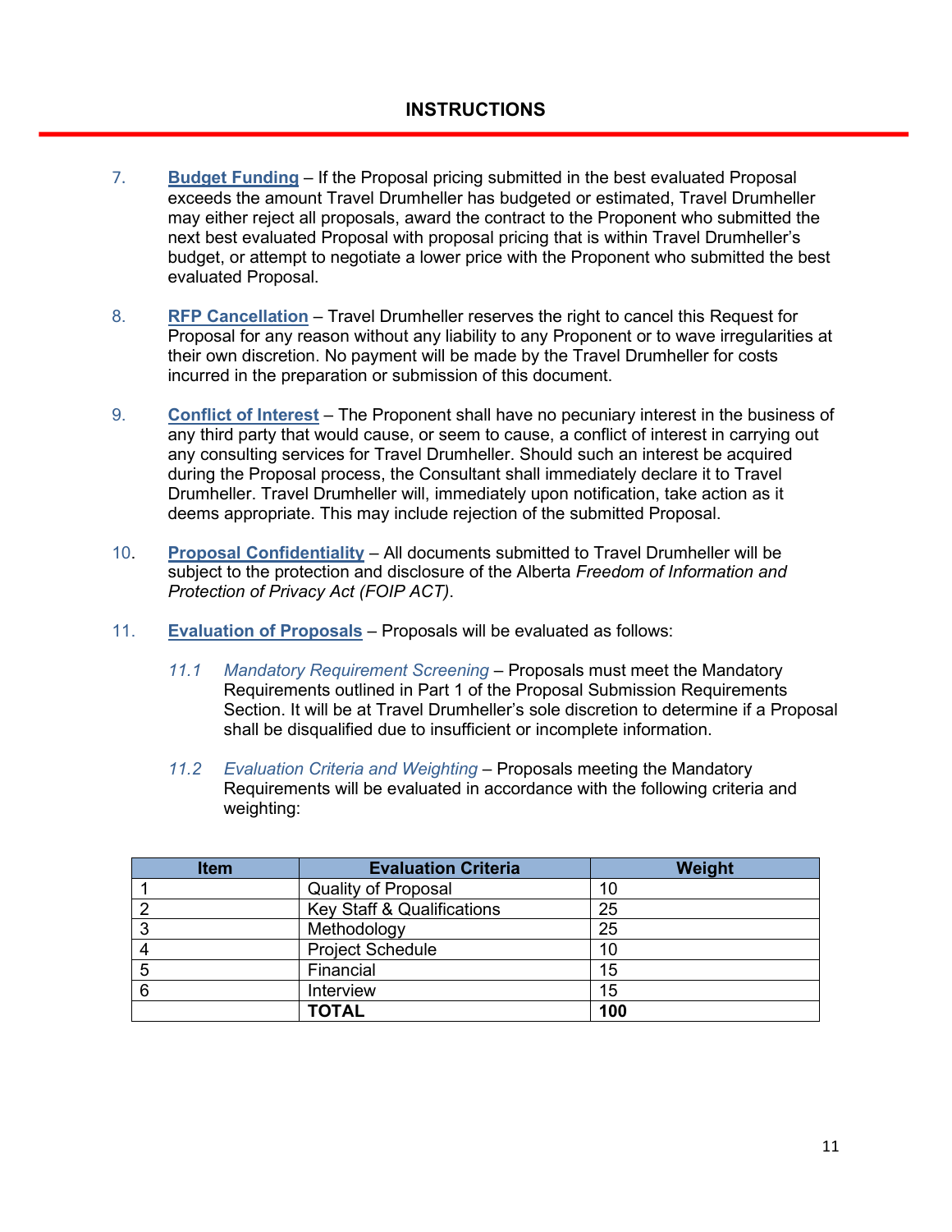## INSTRUCTIONS

7. **Budget Funding** – If the Proposal pricing submitted in the best evaluated Proposal exceeds the amount Travel Drumheller has budgeted or estimated, Travel Drumheller may either reject all proposals, award the contract to the Proponent who submitted the next best evaluated Proposal with proposal pricing that is within Travel Drumheller's budget, or attempt to negotiate a lower price with the Proponent who submitted the best evaluated Proposal.

8. **RFP Cancellation** – Travel Drumheller reserves the right to cancel this Request for Proposal for any reason without any liability to any Proponent or to wave irregularities at their own discretion. No payment will be made by the Travel Drumheller for costs incurred in the preparation or submission of this document.

9. **Conflict of Interest** – The Proponent shall have no pecuniary interest in the business of any third party that would cause, or seem to cause, a conflict of interest in carrying out any consulting services for Travel Drumheller. Should such an interest be acquired during the Proposal process, the Consultant shall immediately declare it to Travel Drumheller. Travel Drumheller will, immediately upon notification, take action as it deems appropriate. This may include rejection of the submitted Proposal.

10. **Proposal Confidentiality** – All documents submitted to Travel Drumheller will be subject to the protection and disclosure of the Alberta *Freedom of Information and Protection of Privacy Act (FOIP ACT)*.

11. **Evaluation of Proposals** – Proposals will be evaluated as follows:

    *11.1 Mandatory Requirement Screening* – Proposals must meet the Mandatory Requirements outlined in Part 1 of the Proposal Submission Requirements Section. It will be at Travel Drumheller's sole discretion to determine if a Proposal shall be disqualified due to insufficient or incomplete information.

    *11.2 Evaluation Criteria and Weighting* – Proposals meeting the Mandatory Requirements will be evaluated in accordance with the following criteria and weighting:

| Item | Evaluation Criteria | Weight |
|---|---|---|
| 1 | Quality of Proposal | 10 |
| 2 | Key Staff & Qualifications | 25 |
| 3 | Methodology | 25 |
| 4 | Project Schedule | 10 |
| 5 | Financial | 15 |
| 6 | Interview | 15 |
| | **TOTAL** | **100** |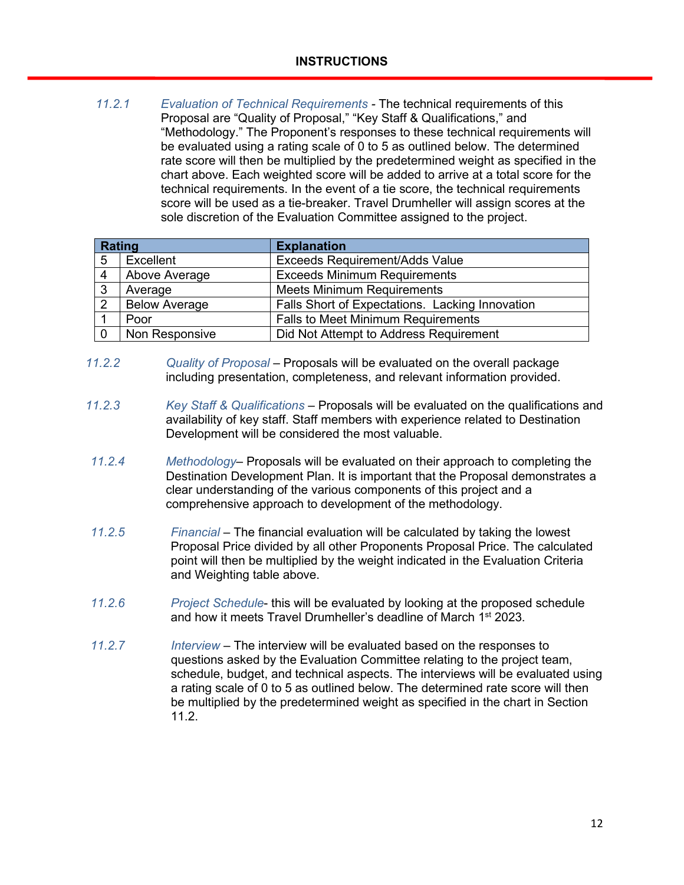**INSTRUCTIONS**

*11.2.1* *Evaluation of Technical Requirements* - The technical requirements of this Proposal are "Quality of Proposal," "Key Staff & Qualifications," and "Methodology." The Proponent's responses to these technical requirements will be evaluated using a rating scale of 0 to 5 as outlined below. The determined rate score will then be multiplied by the predetermined weight as specified in the chart above. Each weighted score will be added to arrive at a total score for the technical requirements. In the event of a tie score, the technical requirements score will be used as a tie-breaker. Travel Drumheller will assign scores at the sole discretion of the Evaluation Committee assigned to the project.

| Rating | | Explanation |
|---|---|---|
| 5 | Excellent | Exceeds Requirement/Adds Value |
| 4 | Above Average | Exceeds Minimum Requirements |
| 3 | Average | Meets Minimum Requirements |
| 2 | Below Average | Falls Short of Expectations. Lacking Innovation |
| 1 | Poor | Falls to Meet Minimum Requirements |
| 0 | Non Responsive | Did Not Attempt to Address Requirement |

*11.2.2* *Quality of Proposal* – Proposals will be evaluated on the overall package including presentation, completeness, and relevant information provided.

*11.2.3* *Key Staff & Qualifications* – Proposals will be evaluated on the qualifications and availability of key staff. Staff members with experience related to Destination Development will be considered the most valuable.

*11.2.4* *Methodology*– Proposals will be evaluated on their approach to completing the Destination Development Plan. It is important that the Proposal demonstrates a clear understanding of the various components of this project and a comprehensive approach to development of the methodology.

*11.2.5* *Financial* – The financial evaluation will be calculated by taking the lowest Proposal Price divided by all other Proponents Proposal Price. The calculated point will then be multiplied by the weight indicated in the Evaluation Criteria and Weighting table above.

*11.2.6* *Project Schedule*- this will be evaluated by looking at the proposed schedule and how it meets Travel Drumheller's deadline of March 1st 2023.

*11.2.7* *Interview* – The interview will be evaluated based on the responses to questions asked by the Evaluation Committee relating to the project team, schedule, budget, and technical aspects. The interviews will be evaluated using a rating scale of 0 to 5 as outlined below. The determined rate score will then be multiplied by the predetermined weight as specified in the chart in Section 11.2.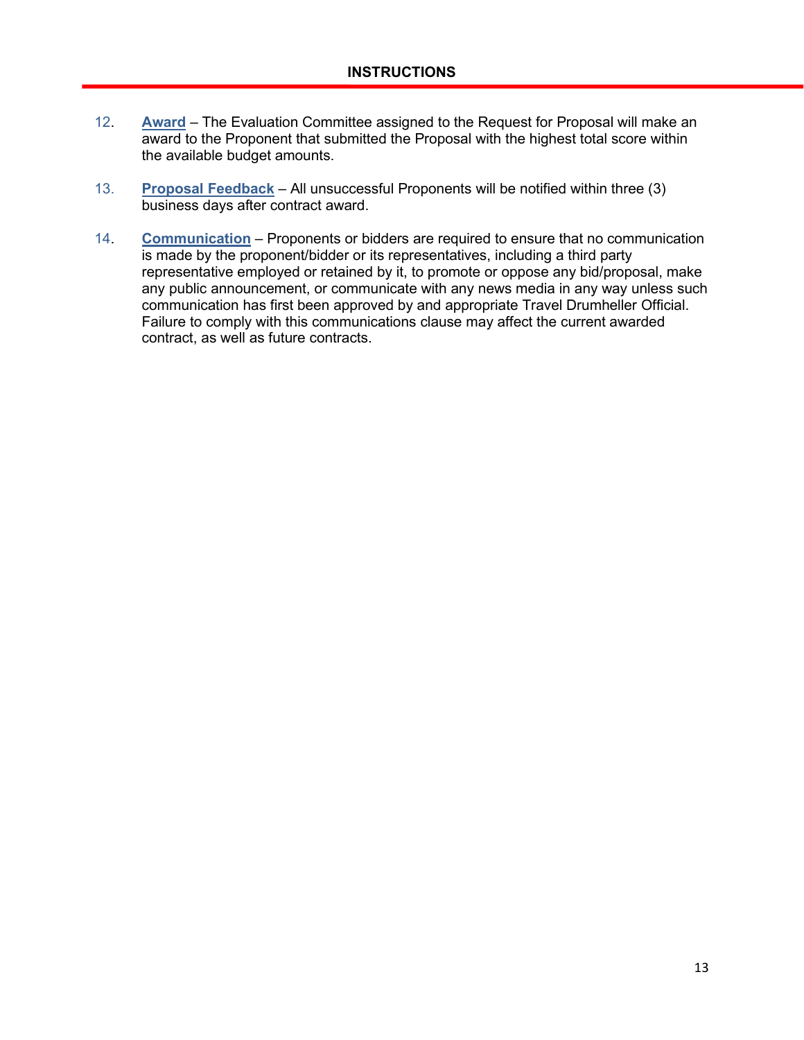## INSTRUCTIONS

12. **Award** – The Evaluation Committee assigned to the Request for Proposal will make an award to the Proponent that submitted the Proposal with the highest total score within the available budget amounts.

13. **Proposal Feedback** – All unsuccessful Proponents will be notified within three (3) business days after contract award.

14. **Communication** – Proponents or bidders are required to ensure that no communication is made by the proponent/bidder or its representatives, including a third party representative employed or retained by it, to promote or oppose any bid/proposal, make any public announcement, or communicate with any news media in any way unless such communication has first been approved by and appropriate Travel Drumheller Official. Failure to comply with this communications clause may affect the current awarded contract, as well as future contracts.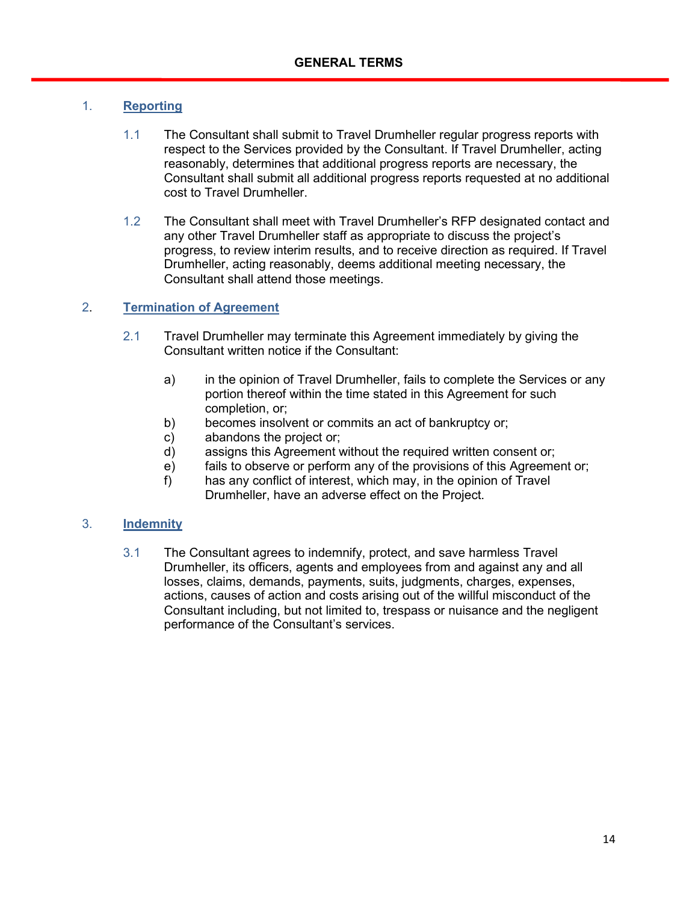## GENERAL TERMS

### 1. Reporting

1.1 The Consultant shall submit to Travel Drumheller regular progress reports with respect to the Services provided by the Consultant. If Travel Drumheller, acting reasonably, determines that additional progress reports are necessary, the Consultant shall submit all additional progress reports requested at no additional cost to Travel Drumheller.

1.2 The Consultant shall meet with Travel Drumheller's RFP designated contact and any other Travel Drumheller staff as appropriate to discuss the project's progress, to review interim results, and to receive direction as required. If Travel Drumheller, acting reasonably, deems additional meeting necessary, the Consultant shall attend those meetings.

### 2. Termination of Agreement

2.1 Travel Drumheller may terminate this Agreement immediately by giving the Consultant written notice if the Consultant:

a) in the opinion of Travel Drumheller, fails to complete the Services or any portion thereof within the time stated in this Agreement for such completion, or;
b) becomes insolvent or commits an act of bankruptcy or;
c) abandons the project or;
d) assigns this Agreement without the required written consent or;
e) fails to observe or perform any of the provisions of this Agreement or;
f) has any conflict of interest, which may, in the opinion of Travel Drumheller, have an adverse effect on the Project.

### 3. Indemnity

3.1 The Consultant agrees to indemnify, protect, and save harmless Travel Drumheller, its officers, agents and employees from and against any and all losses, claims, demands, payments, suits, judgments, charges, expenses, actions, causes of action and costs arising out of the willful misconduct of the Consultant including, but not limited to, trespass or nuisance and the negligent performance of the Consultant's services.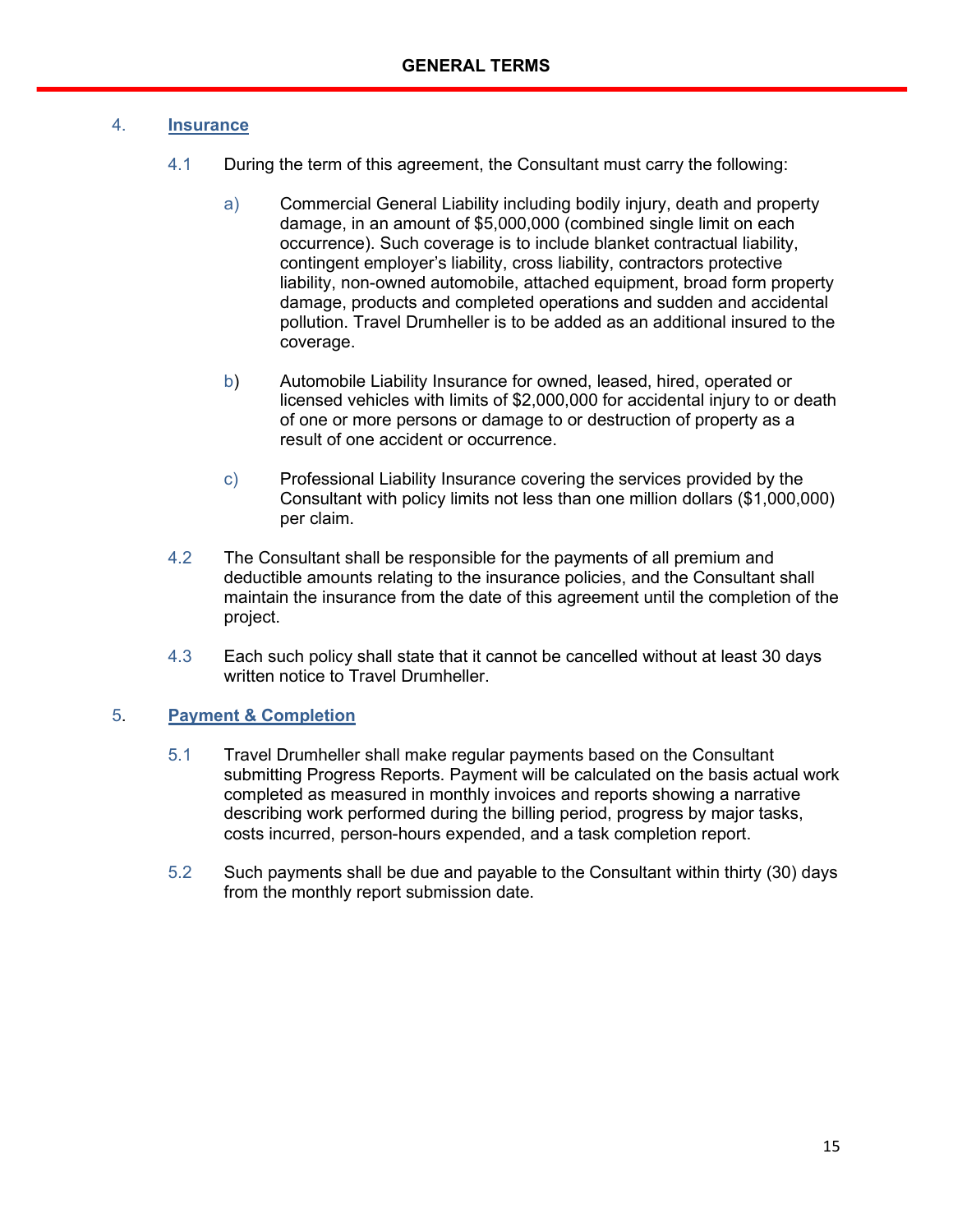## GENERAL TERMS

### 4. Insurance

4.1 During the term of this agreement, the Consultant must carry the following:

a) Commercial General Liability including bodily injury, death and property damage, in an amount of $5,000,000 (combined single limit on each occurrence). Such coverage is to include blanket contractual liability, contingent employer's liability, cross liability, contractors protective liability, non-owned automobile, attached equipment, broad form property damage, products and completed operations and sudden and accidental pollution. Travel Drumheller is to be added as an additional insured to the coverage.

b) Automobile Liability Insurance for owned, leased, hired, operated or licensed vehicles with limits of $2,000,000 for accidental injury to or death of one or more persons or damage to or destruction of property as a result of one accident or occurrence.

c) Professional Liability Insurance covering the services provided by the Consultant with policy limits not less than one million dollars ($1,000,000) per claim.

4.2 The Consultant shall be responsible for the payments of all premium and deductible amounts relating to the insurance policies, and the Consultant shall maintain the insurance from the date of this agreement until the completion of the project.

4.3 Each such policy shall state that it cannot be cancelled without at least 30 days written notice to Travel Drumheller.

### 5. Payment & Completion

5.1 Travel Drumheller shall make regular payments based on the Consultant submitting Progress Reports. Payment will be calculated on the basis actual work completed as measured in monthly invoices and reports showing a narrative describing work performed during the billing period, progress by major tasks, costs incurred, person-hours expended, and a task completion report.

5.2 Such payments shall be due and payable to the Consultant within thirty (30) days from the monthly report submission date.